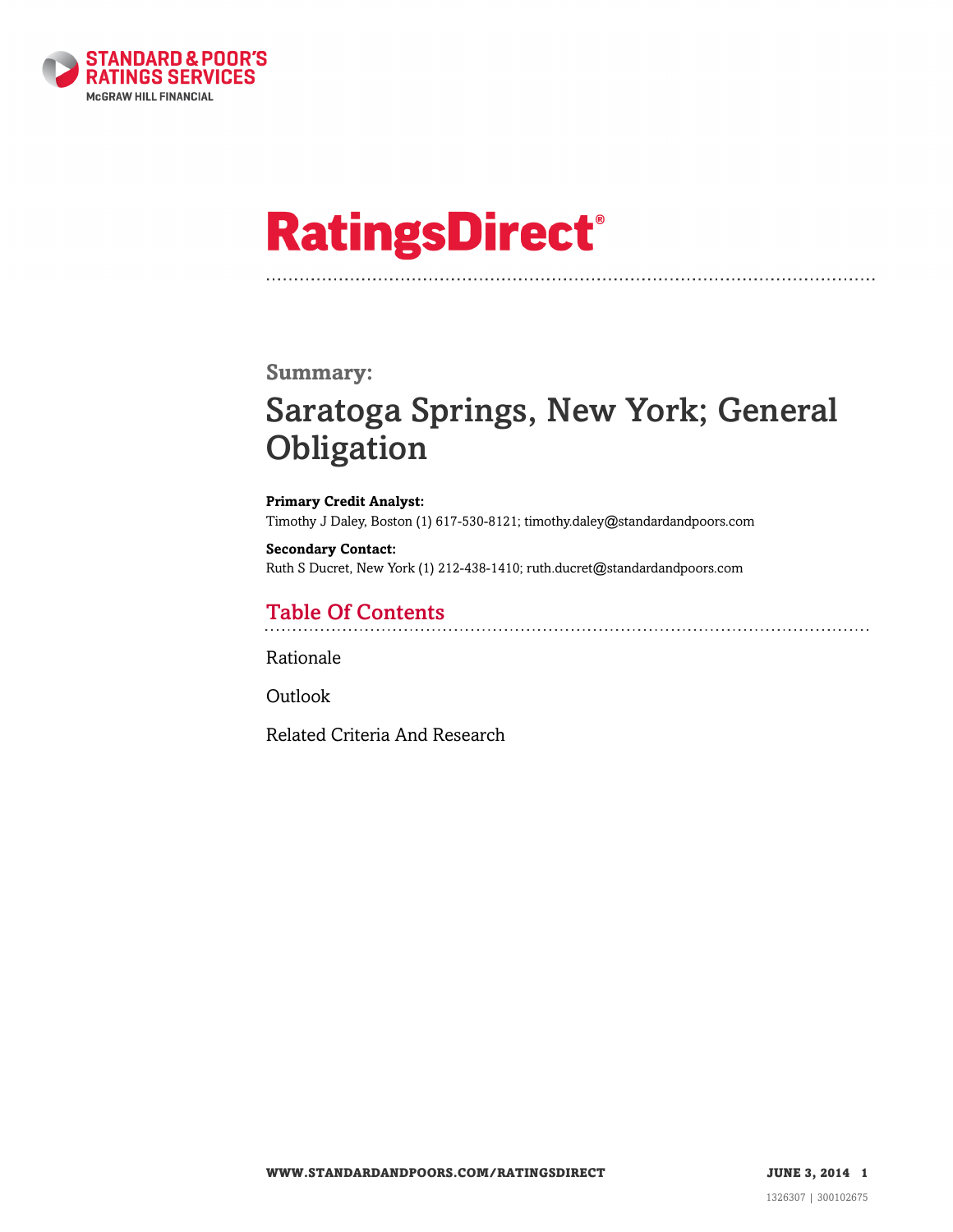STANDARD & POOR'S
RATINGS SERVICES
McGRAW HILL FINANCIAL

# RatingsDirect®

**Summary:**

## Saratoga Springs, New York; General Obligation

**Primary Credit Analyst:**
Timothy J Daley, Boston (1) 617-530-8121; timothy.daley@standardandpoors.com

**Secondary Contact:**
Ruth S Ducret, New York (1) 212-438-1410; ruth.ducret@standardandpoors.com

## Table Of Contents

Rationale

Outlook

Related Criteria And Research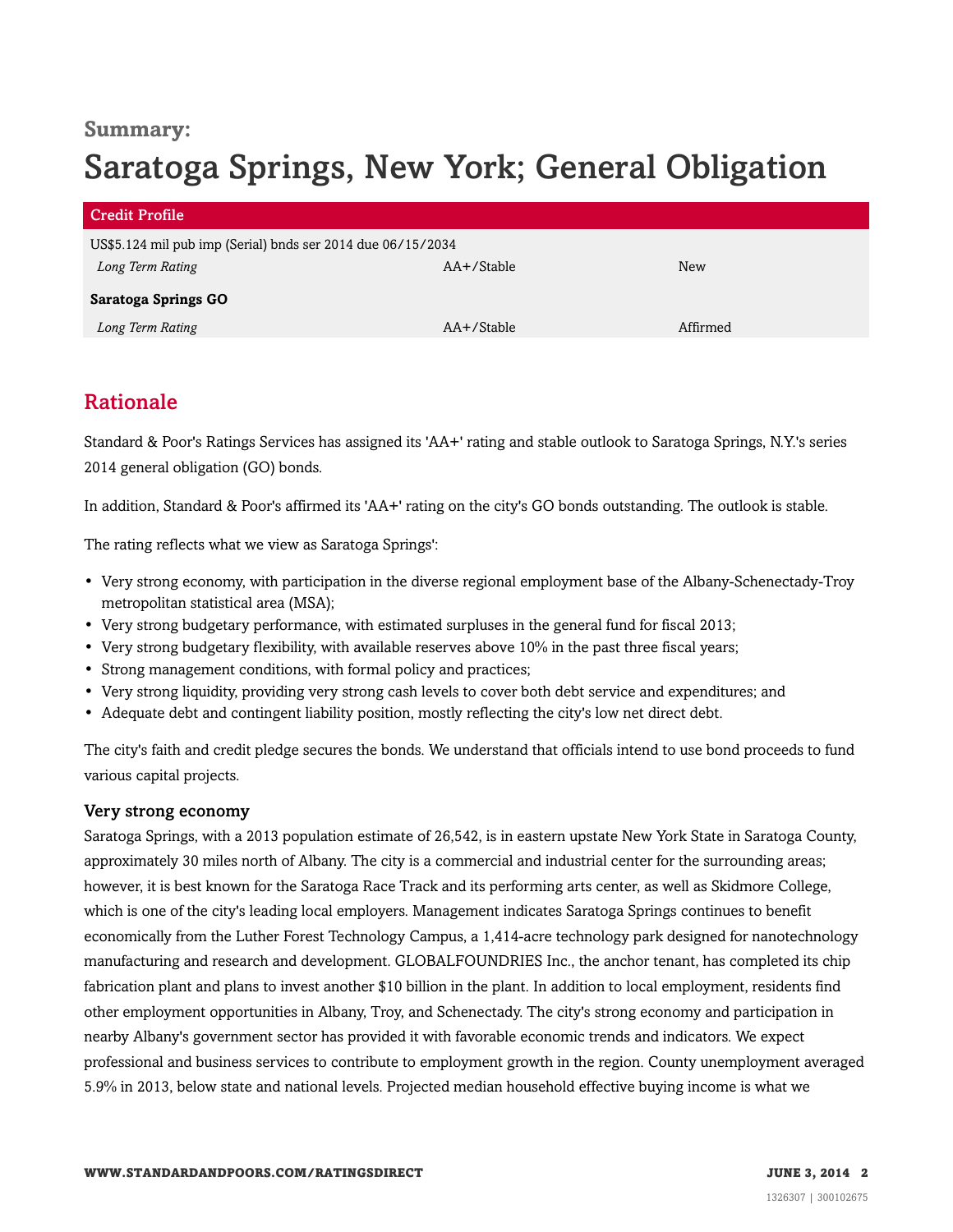**Summary:**

# Saratoga Springs, New York; General Obligation

| Credit Profile | | |
|---|---|---|
| US$5.124 mil pub imp (Serial) bnds ser 2014 due 06/15/2034 | | |
| *Long Term Rating* | AA+/Stable | New |
| **Saratoga Springs GO** | | |
| *Long Term Rating* | AA+/Stable | Affirmed |

## Rationale

Standard & Poor's Ratings Services has assigned its 'AA+' rating and stable outlook to Saratoga Springs, N.Y.'s series 2014 general obligation (GO) bonds.

In addition, Standard & Poor's affirmed its 'AA+' rating on the city's GO bonds outstanding. The outlook is stable.

The rating reflects what we view as Saratoga Springs':

- Very strong economy, with participation in the diverse regional employment base of the Albany-Schenectady-Troy metropolitan statistical area (MSA);
- Very strong budgetary performance, with estimated surpluses in the general fund for fiscal 2013;
- Very strong budgetary flexibility, with available reserves above 10% in the past three fiscal years;
- Strong management conditions, with formal policy and practices;
- Very strong liquidity, providing very strong cash levels to cover both debt service and expenditures; and
- Adequate debt and contingent liability position, mostly reflecting the city's low net direct debt.

The city's faith and credit pledge secures the bonds. We understand that officials intend to use bond proceeds to fund various capital projects.

### Very strong economy

Saratoga Springs, with a 2013 population estimate of 26,542, is in eastern upstate New York State in Saratoga County, approximately 30 miles north of Albany. The city is a commercial and industrial center for the surrounding areas; however, it is best known for the Saratoga Race Track and its performing arts center, as well as Skidmore College, which is one of the city's leading local employers. Management indicates Saratoga Springs continues to benefit economically from the Luther Forest Technology Campus, a 1,414-acre technology park designed for nanotechnology manufacturing and research and development. GLOBALFOUNDRIES Inc., the anchor tenant, has completed its chip fabrication plant and plans to invest another $10 billion in the plant. In addition to local employment, residents find other employment opportunities in Albany, Troy, and Schenectady. The city's strong economy and participation in nearby Albany's government sector has provided it with favorable economic trends and indicators. We expect professional and business services to contribute to employment growth in the region. County unemployment averaged 5.9% in 2013, below state and national levels. Projected median household effective buying income is what we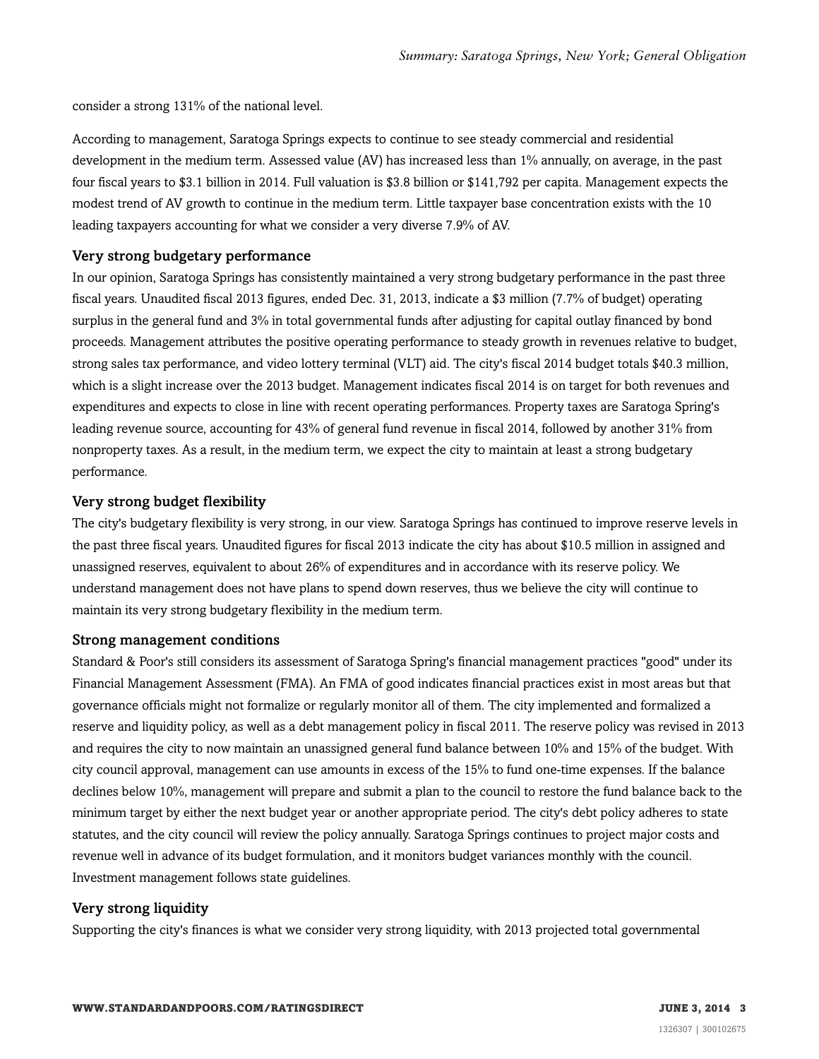consider a strong 131% of the national level.

According to management, Saratoga Springs expects to continue to see steady commercial and residential development in the medium term. Assessed value (AV) has increased less than 1% annually, on average, in the past four fiscal years to $3.1 billion in 2014. Full valuation is $3.8 billion or $141,792 per capita. Management expects the modest trend of AV growth to continue in the medium term. Little taxpayer base concentration exists with the 10 leading taxpayers accounting for what we consider a very diverse 7.9% of AV.

### Very strong budgetary performance

In our opinion, Saratoga Springs has consistently maintained a very strong budgetary performance in the past three fiscal years. Unaudited fiscal 2013 figures, ended Dec. 31, 2013, indicate a $3 million (7.7% of budget) operating surplus in the general fund and 3% in total governmental funds after adjusting for capital outlay financed by bond proceeds. Management attributes the positive operating performance to steady growth in revenues relative to budget, strong sales tax performance, and video lottery terminal (VLT) aid. The city's fiscal 2014 budget totals $40.3 million, which is a slight increase over the 2013 budget. Management indicates fiscal 2014 is on target for both revenues and expenditures and expects to close in line with recent operating performances. Property taxes are Saratoga Spring's leading revenue source, accounting for 43% of general fund revenue in fiscal 2014, followed by another 31% from nonproperty taxes. As a result, in the medium term, we expect the city to maintain at least a strong budgetary performance.

### Very strong budget flexibility

The city's budgetary flexibility is very strong, in our view. Saratoga Springs has continued to improve reserve levels in the past three fiscal years. Unaudited figures for fiscal 2013 indicate the city has about $10.5 million in assigned and unassigned reserves, equivalent to about 26% of expenditures and in accordance with its reserve policy. We understand management does not have plans to spend down reserves, thus we believe the city will continue to maintain its very strong budgetary flexibility in the medium term.

### Strong management conditions

Standard & Poor's still considers its assessment of Saratoga Spring's financial management practices "good" under its Financial Management Assessment (FMA). An FMA of good indicates financial practices exist in most areas but that governance officials might not formalize or regularly monitor all of them. The city implemented and formalized a reserve and liquidity policy, as well as a debt management policy in fiscal 2011. The reserve policy was revised in 2013 and requires the city to now maintain an unassigned general fund balance between 10% and 15% of the budget. With city council approval, management can use amounts in excess of the 15% to fund one-time expenses. If the balance declines below 10%, management will prepare and submit a plan to the council to restore the fund balance back to the minimum target by either the next budget year or another appropriate period. The city's debt policy adheres to state statutes, and the city council will review the policy annually. Saratoga Springs continues to project major costs and revenue well in advance of its budget formulation, and it monitors budget variances monthly with the council. Investment management follows state guidelines.

### Very strong liquidity

Supporting the city's finances is what we consider very strong liquidity, with 2013 projected total governmental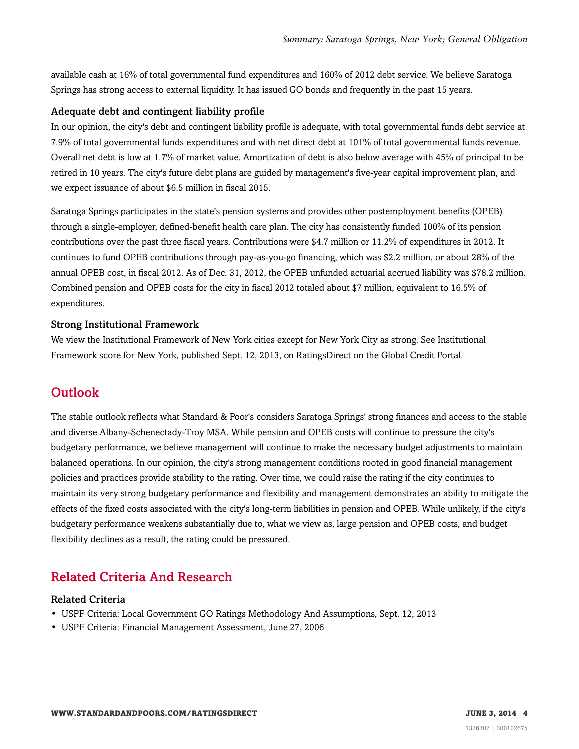available cash at 16% of total governmental fund expenditures and 160% of 2012 debt service. We believe Saratoga Springs has strong access to external liquidity. It has issued GO bonds and frequently in the past 15 years.

### Adequate debt and contingent liability profile

In our opinion, the city's debt and contingent liability profile is adequate, with total governmental funds debt service at 7.9% of total governmental funds expenditures and with net direct debt at 101% of total governmental funds revenue. Overall net debt is low at 1.7% of market value. Amortization of debt is also below average with 45% of principal to be retired in 10 years. The city's future debt plans are guided by management's five-year capital improvement plan, and we expect issuance of about $6.5 million in fiscal 2015.

Saratoga Springs participates in the state's pension systems and provides other postemployment benefits (OPEB) through a single-employer, defined-benefit health care plan. The city has consistently funded 100% of its pension contributions over the past three fiscal years. Contributions were $4.7 million or 11.2% of expenditures in 2012. It continues to fund OPEB contributions through pay-as-you-go financing, which was $2.2 million, or about 28% of the annual OPEB cost, in fiscal 2012. As of Dec. 31, 2012, the OPEB unfunded actuarial accrued liability was $78.2 million. Combined pension and OPEB costs for the city in fiscal 2012 totaled about $7 million, equivalent to 16.5% of expenditures.

### Strong Institutional Framework

We view the Institutional Framework of New York cities except for New York City as strong. See Institutional Framework score for New York, published Sept. 12, 2013, on RatingsDirect on the Global Credit Portal.

## Outlook

The stable outlook reflects what Standard & Poor's considers Saratoga Springs' strong finances and access to the stable and diverse Albany-Schenectady-Troy MSA. While pension and OPEB costs will continue to pressure the city's budgetary performance, we believe management will continue to make the necessary budget adjustments to maintain balanced operations. In our opinion, the city's strong management conditions rooted in good financial management policies and practices provide stability to the rating. Over time, we could raise the rating if the city continues to maintain its very strong budgetary performance and flexibility and management demonstrates an ability to mitigate the effects of the fixed costs associated with the city's long-term liabilities in pension and OPEB. While unlikely, if the city's budgetary performance weakens substantially due to, what we view as, large pension and OPEB costs, and budget flexibility declines as a result, the rating could be pressured.

## Related Criteria And Research

### Related Criteria

- USPF Criteria: Local Government GO Ratings Methodology And Assumptions, Sept. 12, 2013
- USPF Criteria: Financial Management Assessment, June 27, 2006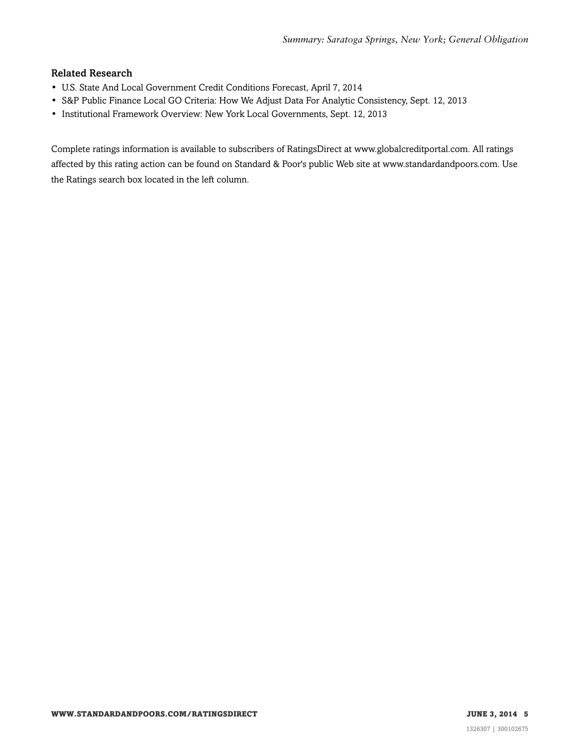### Related Research

- U.S. State And Local Government Credit Conditions Forecast, April 7, 2014
- S&P Public Finance Local GO Criteria: How We Adjust Data For Analytic Consistency, Sept. 12, 2013
- Institutional Framework Overview: New York Local Governments, Sept. 12, 2013

Complete ratings information is available to subscribers of RatingsDirect at www.globalcreditportal.com. All ratings affected by this rating action can be found on Standard & Poor's public Web site at www.standardandpoors.com. Use the Ratings search box located in the left column.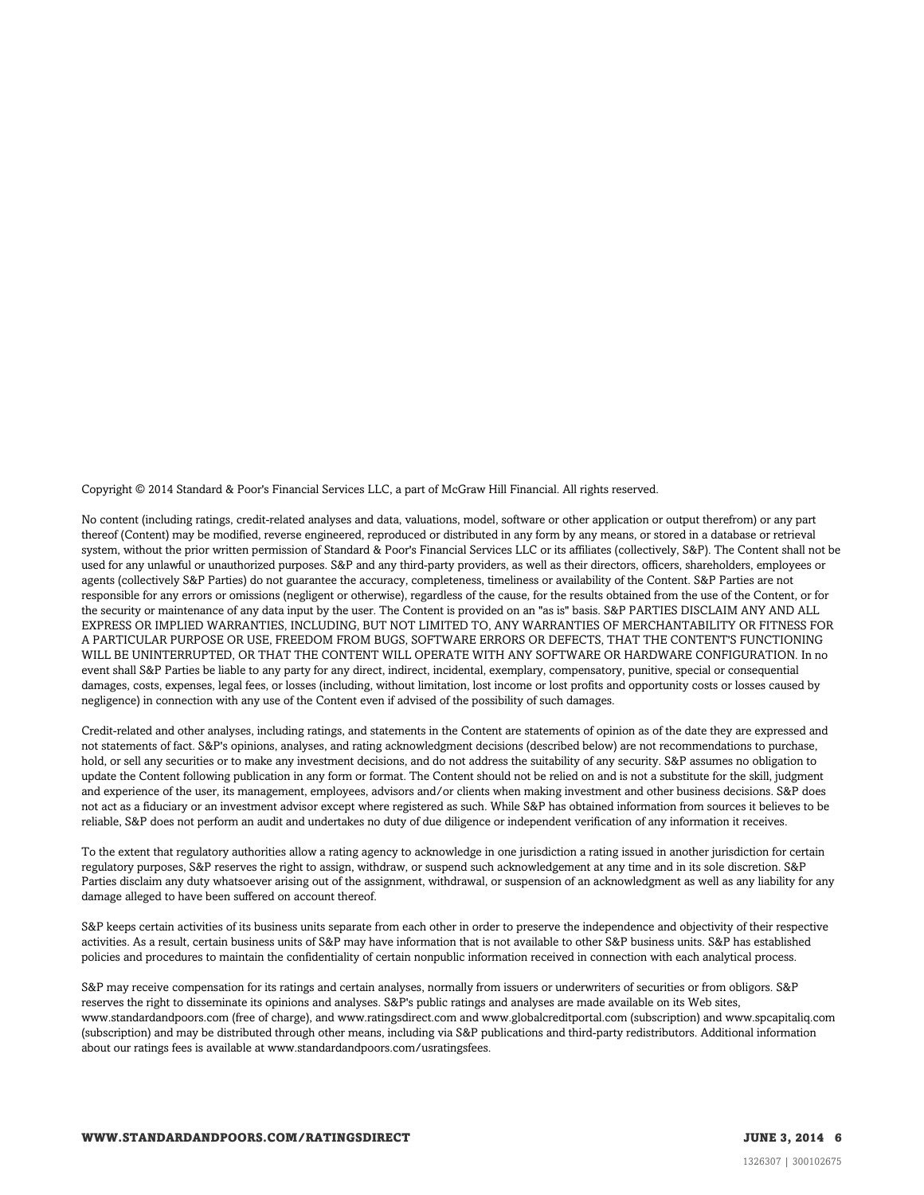Copyright © 2014 Standard & Poor's Financial Services LLC, a part of McGraw Hill Financial. All rights reserved.

No content (including ratings, credit-related analyses and data, valuations, model, software or other application or output therefrom) or any part thereof (Content) may be modified, reverse engineered, reproduced or distributed in any form by any means, or stored in a database or retrieval system, without the prior written permission of Standard & Poor's Financial Services LLC or its affiliates (collectively, S&P). The Content shall not be used for any unlawful or unauthorized purposes. S&P and any third-party providers, as well as their directors, officers, shareholders, employees or agents (collectively S&P Parties) do not guarantee the accuracy, completeness, timeliness or availability of the Content. S&P Parties are not responsible for any errors or omissions (negligent or otherwise), regardless of the cause, for the results obtained from the use of the Content, or for the security or maintenance of any data input by the user. The Content is provided on an "as is" basis. S&P PARTIES DISCLAIM ANY AND ALL EXPRESS OR IMPLIED WARRANTIES, INCLUDING, BUT NOT LIMITED TO, ANY WARRANTIES OF MERCHANTABILITY OR FITNESS FOR A PARTICULAR PURPOSE OR USE, FREEDOM FROM BUGS, SOFTWARE ERRORS OR DEFECTS, THAT THE CONTENT'S FUNCTIONING WILL BE UNINTERRUPTED, OR THAT THE CONTENT WILL OPERATE WITH ANY SOFTWARE OR HARDWARE CONFIGURATION. In no event shall S&P Parties be liable to any party for any direct, indirect, incidental, exemplary, compensatory, punitive, special or consequential damages, costs, expenses, legal fees, or losses (including, without limitation, lost income or lost profits and opportunity costs or losses caused by negligence) in connection with any use of the Content even if advised of the possibility of such damages.

Credit-related and other analyses, including ratings, and statements in the Content are statements of opinion as of the date they are expressed and not statements of fact. S&P's opinions, analyses, and rating acknowledgment decisions (described below) are not recommendations to purchase, hold, or sell any securities or to make any investment decisions, and do not address the suitability of any security. S&P assumes no obligation to update the Content following publication in any form or format. The Content should not be relied on and is not a substitute for the skill, judgment and experience of the user, its management, employees, advisors and/or clients when making investment and other business decisions. S&P does not act as a fiduciary or an investment advisor except where registered as such. While S&P has obtained information from sources it believes to be reliable, S&P does not perform an audit and undertakes no duty of due diligence or independent verification of any information it receives.

To the extent that regulatory authorities allow a rating agency to acknowledge in one jurisdiction a rating issued in another jurisdiction for certain regulatory purposes, S&P reserves the right to assign, withdraw, or suspend such acknowledgement at any time and in its sole discretion. S&P Parties disclaim any duty whatsoever arising out of the assignment, withdrawal, or suspension of an acknowledgment as well as any liability for any damage alleged to have been suffered on account thereof.

S&P keeps certain activities of its business units separate from each other in order to preserve the independence and objectivity of their respective activities. As a result, certain business units of S&P may have information that is not available to other S&P business units. S&P has established policies and procedures to maintain the confidentiality of certain nonpublic information received in connection with each analytical process.

S&P may receive compensation for its ratings and certain analyses, normally from issuers or underwriters of securities or from obligors. S&P reserves the right to disseminate its opinions and analyses. S&P's public ratings and analyses are made available on its Web sites, www.standardandpoors.com (free of charge), and www.ratingsdirect.com and www.globalcreditportal.com (subscription) and www.spcapitaliq.com (subscription) and may be distributed through other means, including via S&P publications and third-party redistributors. Additional information about our ratings fees is available at www.standardandpoors.com/usratingsfees.